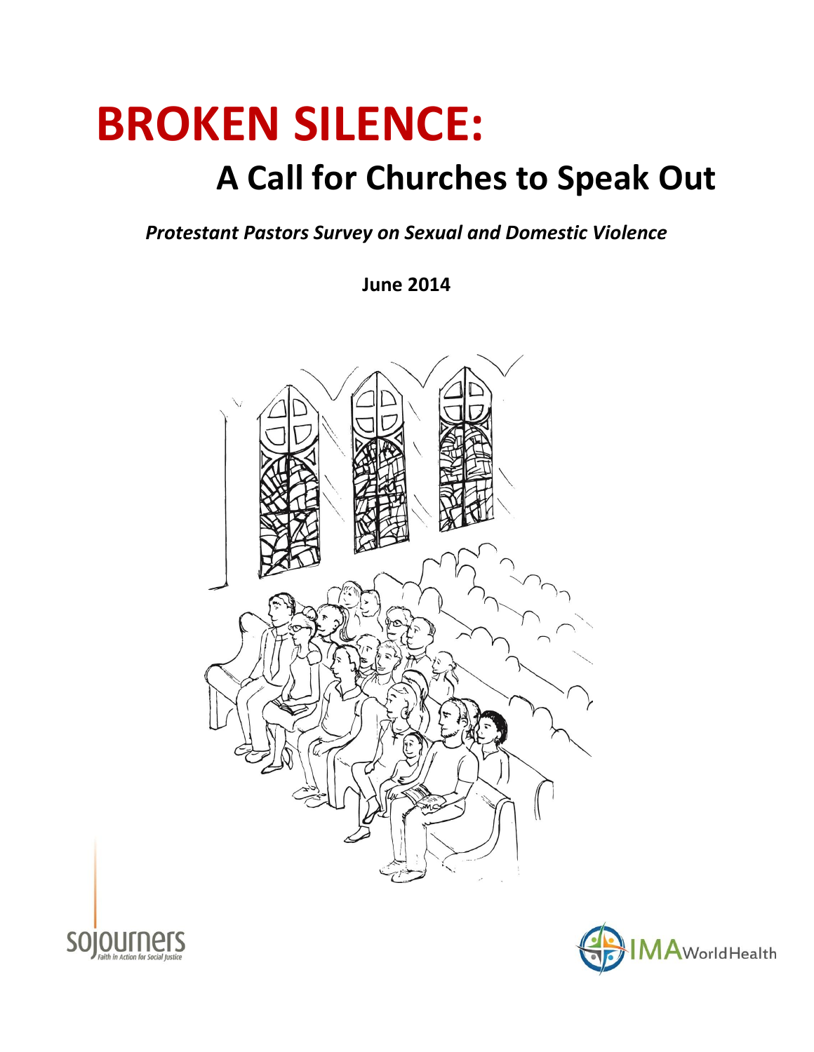# BROKEN SILENCE:

## A Call for Churches to Speak Out

***Protestant Pastors Survey on Sexual and Domestic Violence***

**June 2014**

sojourners
Faith in Action for Social Justice

IMA World Health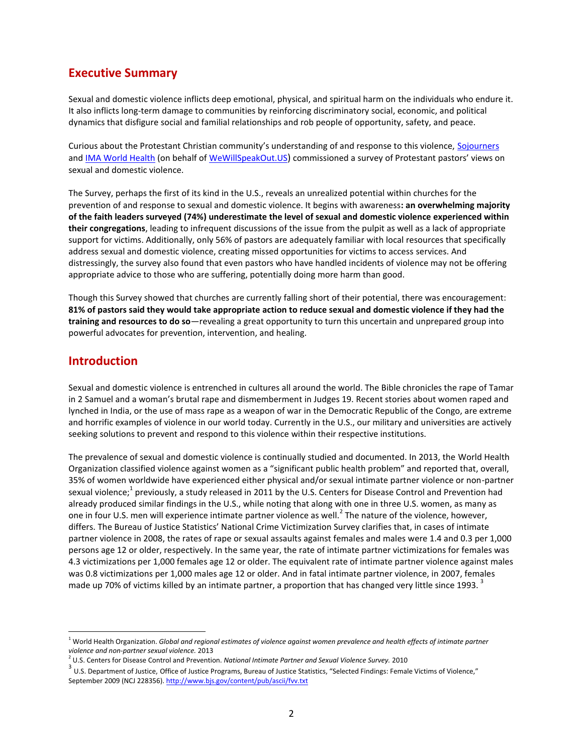## Executive Summary

Sexual and domestic violence inflicts deep emotional, physical, and spiritual harm on the individuals who endure it. It also inflicts long-term damage to communities by reinforcing discriminatory social, economic, and political dynamics that disfigure social and familial relationships and rob people of opportunity, safety, and peace.

Curious about the Protestant Christian community's understanding of and response to this violence, Sojourners and IMA World Health (on behalf of WeWillSpeakOut.US) commissioned a survey of Protestant pastors' views on sexual and domestic violence.

The Survey, perhaps the first of its kind in the U.S., reveals an unrealized potential within churches for the prevention of and response to sexual and domestic violence. It begins with awareness**: an overwhelming majority of the faith leaders surveyed (74%) underestimate the level of sexual and domestic violence experienced within their congregations**, leading to infrequent discussions of the issue from the pulpit as well as a lack of appropriate support for victims. Additionally, only 56% of pastors are adequately familiar with local resources that specifically address sexual and domestic violence, creating missed opportunities for victims to access services. And distressingly, the survey also found that even pastors who have handled incidents of violence may not be offering appropriate advice to those who are suffering, potentially doing more harm than good.

Though this Survey showed that churches are currently falling short of their potential, there was encouragement: **81% of pastors said they would take appropriate action to reduce sexual and domestic violence if they had the training and resources to do so**—revealing a great opportunity to turn this uncertain and unprepared group into powerful advocates for prevention, intervention, and healing.

## Introduction

Sexual and domestic violence is entrenched in cultures all around the world. The Bible chronicles the rape of Tamar in 2 Samuel and a woman's brutal rape and dismemberment in Judges 19. Recent stories about women raped and lynched in India, or the use of mass rape as a weapon of war in the Democratic Republic of the Congo, are extreme and horrific examples of violence in our world today. Currently in the U.S., our military and universities are actively seeking solutions to prevent and respond to this violence within their respective institutions.

The prevalence of sexual and domestic violence is continually studied and documented. In 2013, the World Health Organization classified violence against women as a "significant public health problem" and reported that, overall, 35% of women worldwide have experienced either physical and/or sexual intimate partner violence or non-partner sexual violence;[1] previously, a study released in 2011 by the U.S. Centers for Disease Control and Prevention had already produced similar findings in the U.S., while noting that along with one in three U.S. women, as many as one in four U.S. men will experience intimate partner violence as well.[2] The nature of the violence, however, differs. The Bureau of Justice Statistics' National Crime Victimization Survey clarifies that, in cases of intimate partner violence in 2008, the rates of rape or sexual assaults against females and males were 1.4 and 0.3 per 1,000 persons age 12 or older, respectively. In the same year, the rate of intimate partner victimizations for females was 4.3 victimizations per 1,000 females age 12 or older. The equivalent rate of intimate partner violence against males was 0.8 victimizations per 1,000 males age 12 or older. And in fatal intimate partner violence, in 2007, females made up 70% of victims killed by an intimate partner, a proportion that has changed very little since 1993.[3]

---

[1] World Health Organization. *Global and regional estimates of violence against women prevalence and health effects of intimate partner violence and non-partner sexual violence.* 2013

[2] U.S. Centers for Disease Control and Prevention. *National Intimate Partner and Sexual Violence Survey.* 2010

[3] U.S. Department of Justice, Office of Justice Programs, Bureau of Justice Statistics, "Selected Findings: Female Victims of Violence," September 2009 (NCJ 228356). http://www.bjs.gov/content/pub/ascii/fvv.txt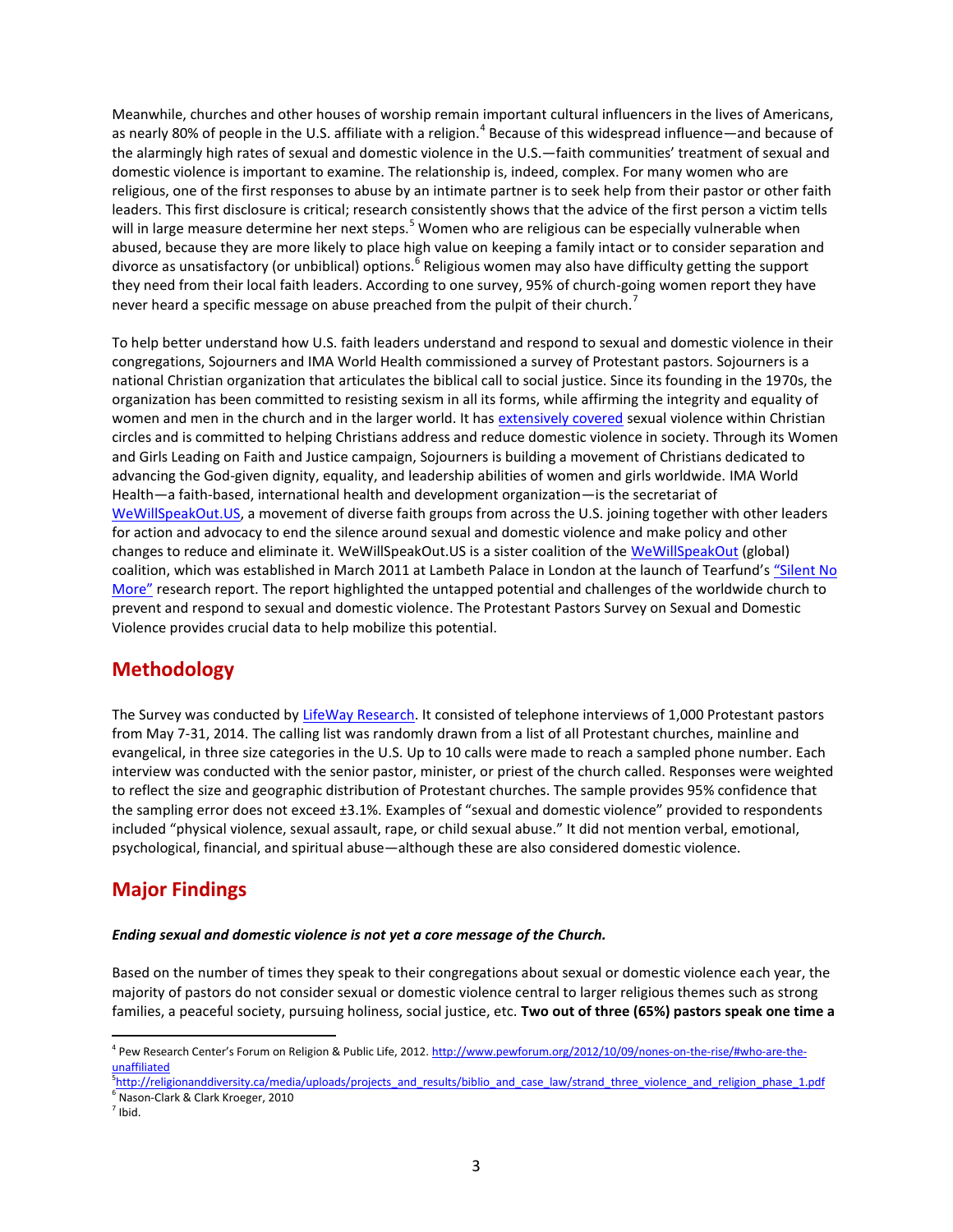Meanwhile, churches and other houses of worship remain important cultural influencers in the lives of Americans, as nearly 80% of people in the U.S. affiliate with a religion.[4] Because of this widespread influence—and because of the alarmingly high rates of sexual and domestic violence in the U.S.—faith communities' treatment of sexual and domestic violence is important to examine. The relationship is, indeed, complex. For many women who are religious, one of the first responses to abuse by an intimate partner is to seek help from their pastor or other faith leaders. This first disclosure is critical; research consistently shows that the advice of the first person a victim tells will in large measure determine her next steps.[5] Women who are religious can be especially vulnerable when abused, because they are more likely to place high value on keeping a family intact or to consider separation and divorce as unsatisfactory (or unbiblical) options.[6] Religious women may also have difficulty getting the support they need from their local faith leaders. According to one survey, 95% of church-going women report they have never heard a specific message on abuse preached from the pulpit of their church.[7]

To help better understand how U.S. faith leaders understand and respond to sexual and domestic violence in their congregations, Sojourners and IMA World Health commissioned a survey of Protestant pastors. Sojourners is a national Christian organization that articulates the biblical call to social justice. Since its founding in the 1970s, the organization has been committed to resisting sexism in all its forms, while affirming the integrity and equality of women and men in the church and in the larger world. It has extensively covered sexual violence within Christian circles and is committed to helping Christians address and reduce domestic violence in society. Through its Women and Girls Leading on Faith and Justice campaign, Sojourners is building a movement of Christians dedicated to advancing the God-given dignity, equality, and leadership abilities of women and girls worldwide. IMA World Health—a faith-based, international health and development organization—is the secretariat of WeWillSpeakOut.US, a movement of diverse faith groups from across the U.S. joining together with other leaders for action and advocacy to end the silence around sexual and domestic violence and make policy and other changes to reduce and eliminate it. WeWillSpeakOut.US is a sister coalition of the WeWillSpeakOut (global) coalition, which was established in March 2011 at Lambeth Palace in London at the launch of Tearfund's "Silent No More" research report. The report highlighted the untapped potential and challenges of the worldwide church to prevent and respond to sexual and domestic violence. The Protestant Pastors Survey on Sexual and Domestic Violence provides crucial data to help mobilize this potential.

## Methodology

The Survey was conducted by LifeWay Research. It consisted of telephone interviews of 1,000 Protestant pastors from May 7-31, 2014. The calling list was randomly drawn from a list of all Protestant churches, mainline and evangelical, in three size categories in the U.S. Up to 10 calls were made to reach a sampled phone number. Each interview was conducted with the senior pastor, minister, or priest of the church called. Responses were weighted to reflect the size and geographic distribution of Protestant churches. The sample provides 95% confidence that the sampling error does not exceed ±3.1%. Examples of "sexual and domestic violence" provided to respondents included "physical violence, sexual assault, rape, or child sexual abuse." It did not mention verbal, emotional, psychological, financial, and spiritual abuse—although these are also considered domestic violence.

## Major Findings

***Ending sexual and domestic violence is not yet a core message of the Church.***

Based on the number of times they speak to their congregations about sexual or domestic violence each year, the majority of pastors do not consider sexual or domestic violence central to larger religious themes such as strong families, a peaceful society, pursuing holiness, social justice, etc. **Two out of three (65%) pastors speak one time a**

[4] Pew Research Center's Forum on Religion & Public Life, 2012. http://www.pewforum.org/2012/10/09/nones-on-the-rise/#who-are-the-unaffiliated

[5] http://religionanddiversity.ca/media/uploads/projects_and_results/biblio_and_case_law/strand_three_violence_and_religion_phase_1.pdf

[6] Nason-Clark & Clark Kroeger, 2010

[7] Ibid.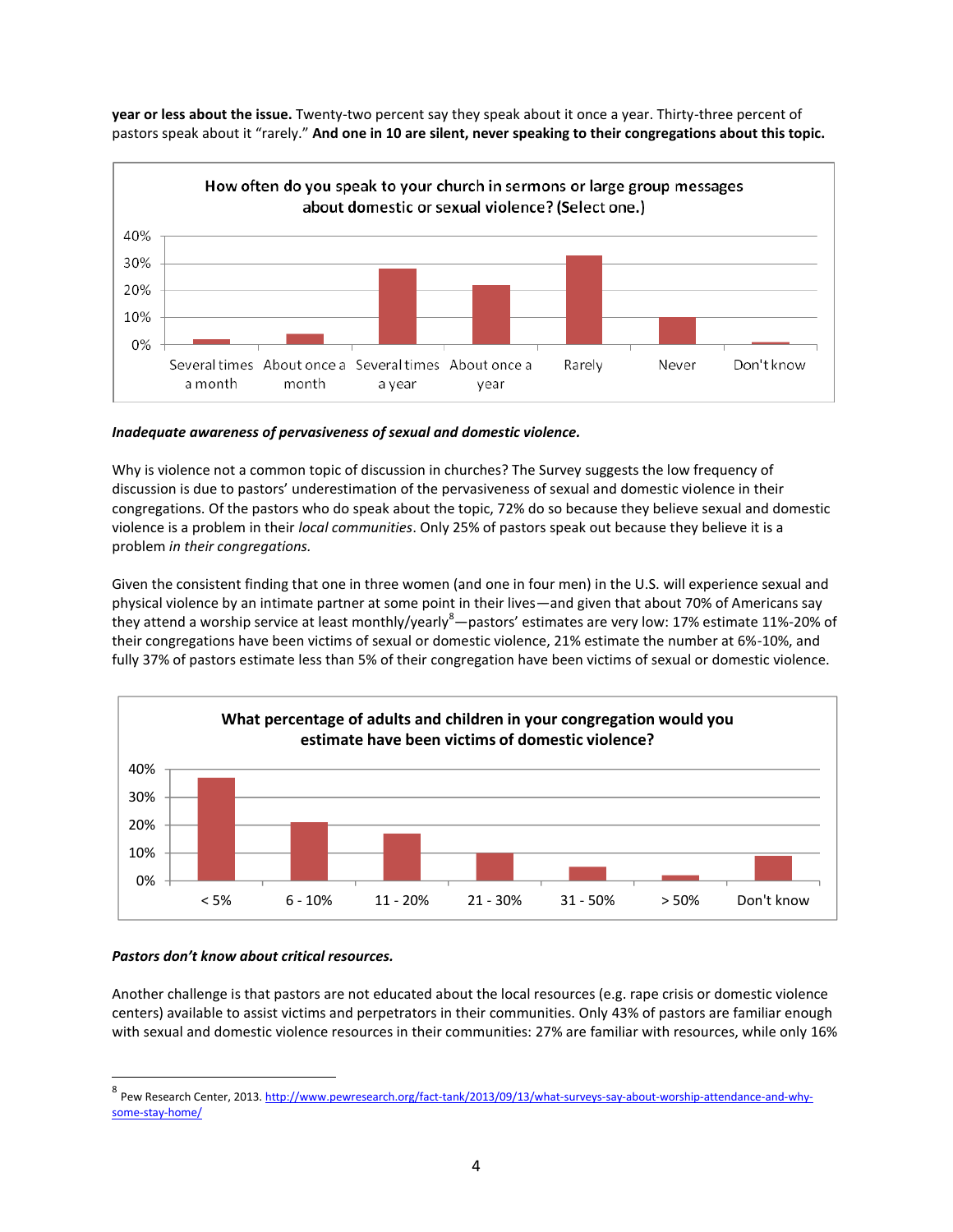**year or less about the issue.** Twenty-two percent say they speak about it once a year. Thirty-three percent of pastors speak about it "rarely." **And one in 10 are silent, never speaking to their congregations about this topic.**

How often do you speak to your church in sermons or large group messages about domestic or sexual violence? (Select one.)

***Inadequate awareness of pervasiveness of sexual and domestic violence.***

Why is violence not a common topic of discussion in churches? The Survey suggests the low frequency of discussion is due to pastors' underestimation of the pervasiveness of sexual and domestic violence in their congregations. Of the pastors who do speak about the topic, 72% do so because they believe sexual and domestic violence is a problem in their *local communities*. Only 25% of pastors speak out because they believe it is a problem *in their congregations.*

Given the consistent finding that one in three women (and one in four men) in the U.S. will experience sexual and physical violence by an intimate partner at some point in their lives—and given that about 70% of Americans say they attend a worship service at least monthly/yearly[8]—pastors' estimates are very low: 17% estimate 11%-20% of their congregations have been victims of sexual or domestic violence, 21% estimate the number at 6%-10%, and fully 37% of pastors estimate less than 5% of their congregation have been victims of sexual or domestic violence.

**What percentage of adults and children in your congregation would you estimate have been victims of domestic violence?**

***Pastors don't know about critical resources.***

Another challenge is that pastors are not educated about the local resources (e.g. rape crisis or domestic violence centers) available to assist victims and perpetrators in their communities. Only 43% of pastors are familiar enough with sexual and domestic violence resources in their communities: 27% are familiar with resources, while only 16%

---

[8] Pew Research Center, 2013. http://www.pewresearch.org/fact-tank/2013/09/13/what-surveys-say-about-worship-attendance-and-why-some-stay-home/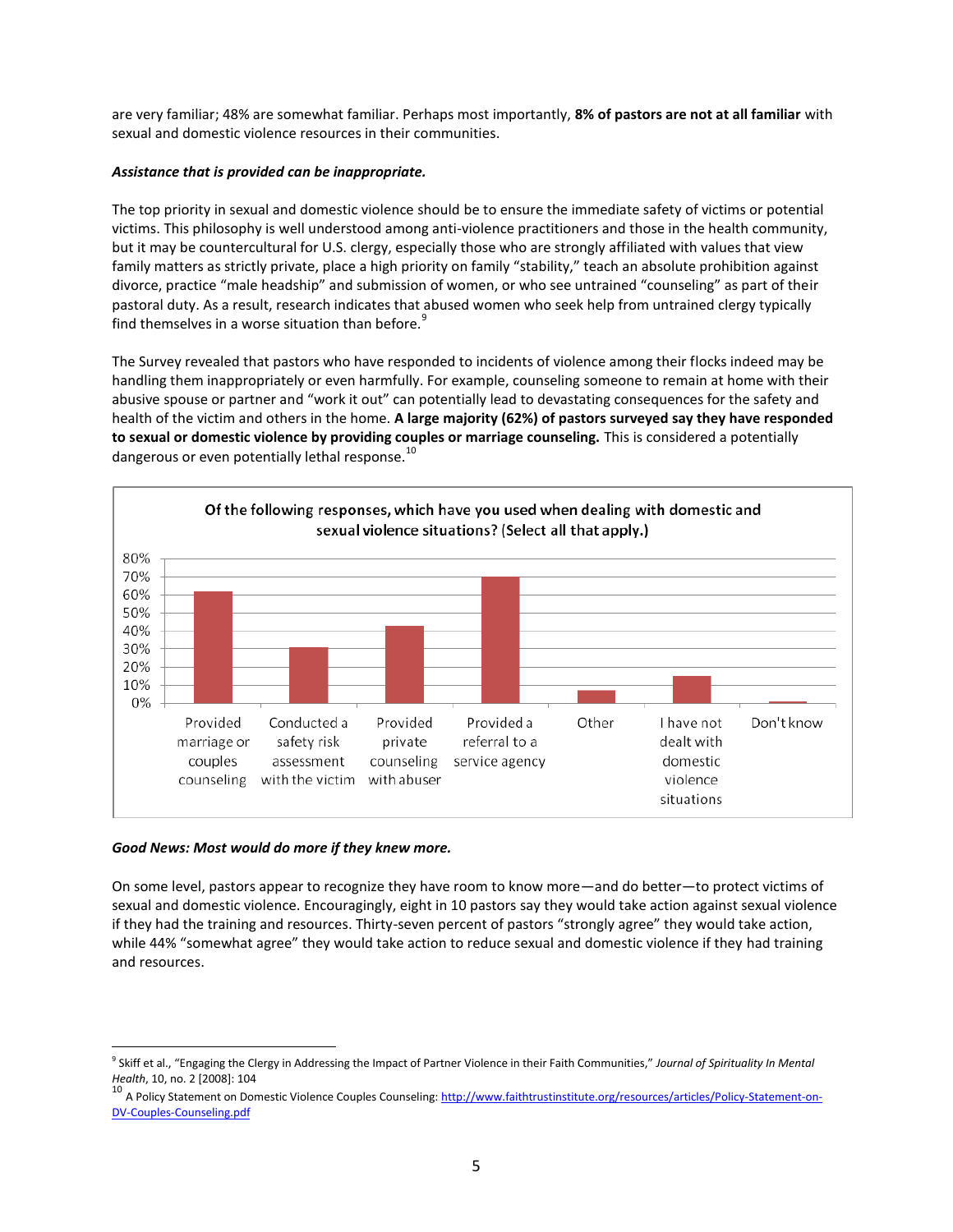are very familiar; 48% are somewhat familiar. Perhaps most importantly, **8% of pastors are not at all familiar** with sexual and domestic violence resources in their communities.

***Assistance that is provided can be inappropriate.***

The top priority in sexual and domestic violence should be to ensure the immediate safety of victims or potential victims. This philosophy is well understood among anti-violence practitioners and those in the health community, but it may be countercultural for U.S. clergy, especially those who are strongly affiliated with values that view family matters as strictly private, place a high priority on family "stability," teach an absolute prohibition against divorce, practice "male headship" and submission of women, or who see untrained "counseling" as part of their pastoral duty. As a result, research indicates that abused women who seek help from untrained clergy typically find themselves in a worse situation than before.[9]

The Survey revealed that pastors who have responded to incidents of violence among their flocks indeed may be handling them inappropriately or even harmfully. For example, counseling someone to remain at home with their abusive spouse or partner and "work it out" can potentially lead to devastating consequences for the safety and health of the victim and others in the home. **A large majority (62%) of pastors surveyed say they have responded to sexual or domestic violence by providing couples or marriage counseling.** This is considered a potentially dangerous or even potentially lethal response.[10]

**Of the following responses, which have you used when dealing with domestic and sexual violence situations? (Select all that apply.)**

| Response | Percent |
| --- | --- |
| Provided marriage or couples counseling | 62% |
| Conducted a safety risk assessment with the victim | 31% |
| Provided private counseling with abuser | 43% |
| Provided a referral to a service agency | 70% |
| Other | 7% |
| I have not dealt with domestic violence situations | 15% |
| Don't know | 1% |

***Good News: Most would do more if they knew more.***

On some level, pastors appear to recognize they have room to know more—and do better—to protect victims of sexual and domestic violence. Encouragingly, eight in 10 pastors say they would take action against sexual violence if they had the training and resources. Thirty-seven percent of pastors "strongly agree" they would take action, while 44% "somewhat agree" they would take action to reduce sexual and domestic violence if they had training and resources.

---

[9] Skiff et al., "Engaging the Clergy in Addressing the Impact of Partner Violence in their Faith Communities," *Journal of Spirituality In Mental Health*, 10, no. 2 [2008]: 104

[10] A Policy Statement on Domestic Violence Couples Counseling: http://www.faithtrustinstitute.org/resources/articles/Policy-Statement-on-DV-Couples-Counseling.pdf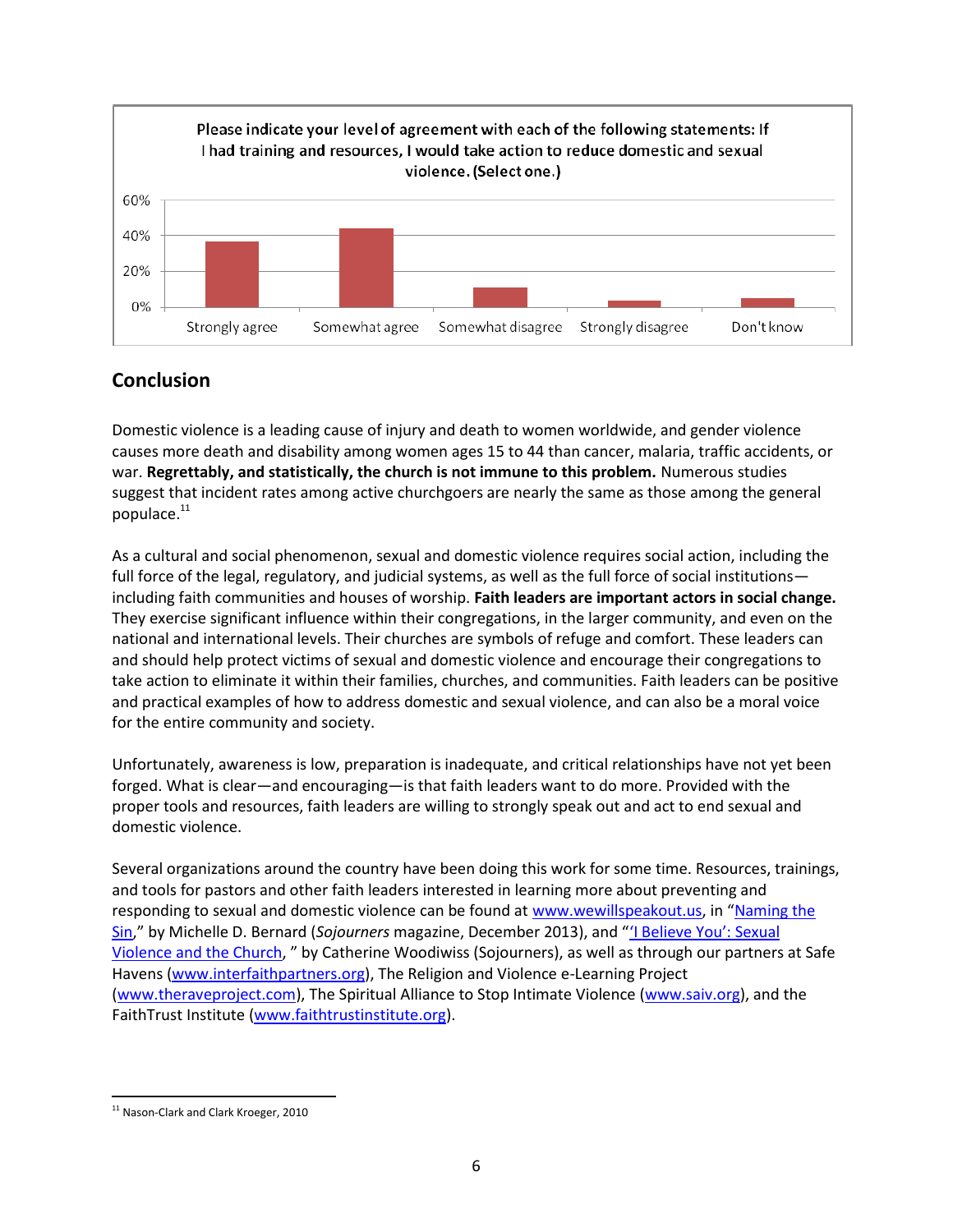Please indicate your level of agreement with each of the following statements: If I had training and resources, I would take action to reduce domestic and sexual violence. (Select one.)

| Response | Approximate % |
| --- | --- |
| Strongly agree | ~37% |
| Somewhat agree | ~44% |
| Somewhat disagree | ~11% |
| Strongly disagree | ~4% |
| Don't know | ~5% |

## Conclusion

Domestic violence is a leading cause of injury and death to women worldwide, and gender violence causes more death and disability among women ages 15 to 44 than cancer, malaria, traffic accidents, or war. **Regrettably, and statistically, the church is not immune to this problem.** Numerous studies suggest that incident rates among active churchgoers are nearly the same as those among the general populace.[11]

As a cultural and social phenomenon, sexual and domestic violence requires social action, including the full force of the legal, regulatory, and judicial systems, as well as the full force of social institutions—including faith communities and houses of worship. **Faith leaders are important actors in social change.** They exercise significant influence within their congregations, in the larger community, and even on the national and international levels. Their churches are symbols of refuge and comfort. These leaders can and should help protect victims of sexual and domestic violence and encourage their congregations to take action to eliminate it within their families, churches, and communities. Faith leaders can be positive and practical examples of how to address domestic and sexual violence, and can also be a moral voice for the entire community and society.

Unfortunately, awareness is low, preparation is inadequate, and critical relationships have not yet been forged. What is clear—and encouraging—is that faith leaders want to do more. Provided with the proper tools and resources, faith leaders are willing to strongly speak out and act to end sexual and domestic violence.

Several organizations around the country have been doing this work for some time. Resources, trainings, and tools for pastors and other faith leaders interested in learning more about preventing and responding to sexual and domestic violence can be found at www.wewillspeakout.us, in "Naming the Sin," by Michelle D. Bernard (*Sojourners* magazine, December 2013), and "'I Believe You': Sexual Violence and the Church, " by Catherine Woodiwiss (Sojourners), as well as through our partners at Safe Havens (www.interfaithpartners.org), The Religion and Violence e-Learning Project (www.theraveproject.com), The Spiritual Alliance to Stop Intimate Violence (www.saiv.org), and the FaithTrust Institute (www.faithtrustinstitute.org).

[11] Nason-Clark and Clark Kroeger, 2010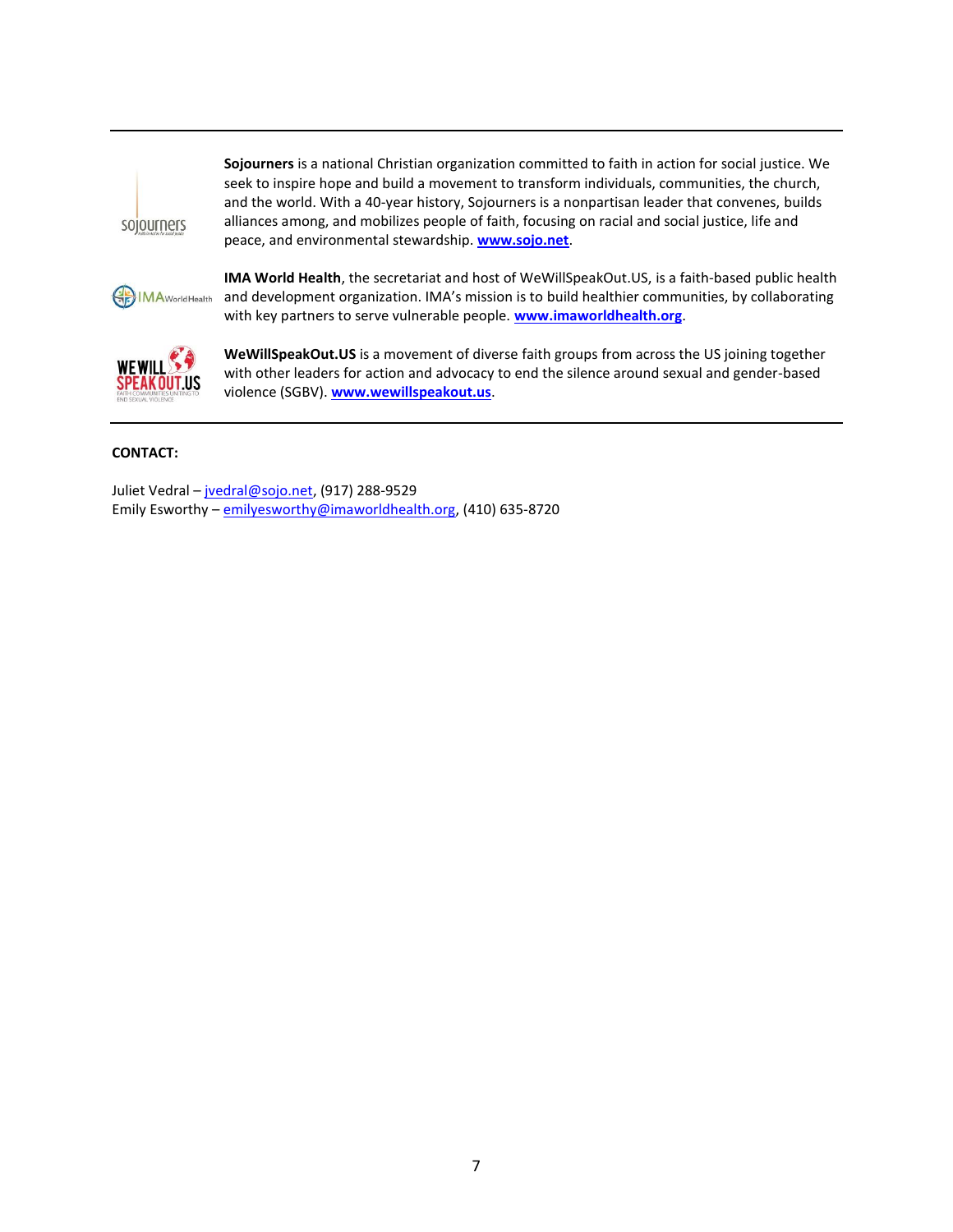---

**Sojourners** is a national Christian organization committed to faith in action for social justice. We seek to inspire hope and build a movement to transform individuals, communities, the church, and the world. With a 40-year history, Sojourners is a nonpartisan leader that convenes, builds alliances among, and mobilizes people of faith, focusing on racial and social justice, life and peace, and environmental stewardship. **www.sojo.net**.

**IMA World Health**, the secretariat and host of WeWillSpeakOut.US, is a faith-based public health and development organization. IMA's mission is to build healthier communities, by collaborating with key partners to serve vulnerable people. **www.imaworldhealth.org**.

**WeWillSpeakOut.US** is a movement of diverse faith groups from across the US joining together with other leaders for action and advocacy to end the silence around sexual and gender-based violence (SGBV). **www.wewillspeakout.us**.

---

**CONTACT:**

Juliet Vedral – jvedral@sojo.net, (917) 288-9529
Emily Esworthy – emilyesworthy@imaworldhealth.org, (410) 635-8720